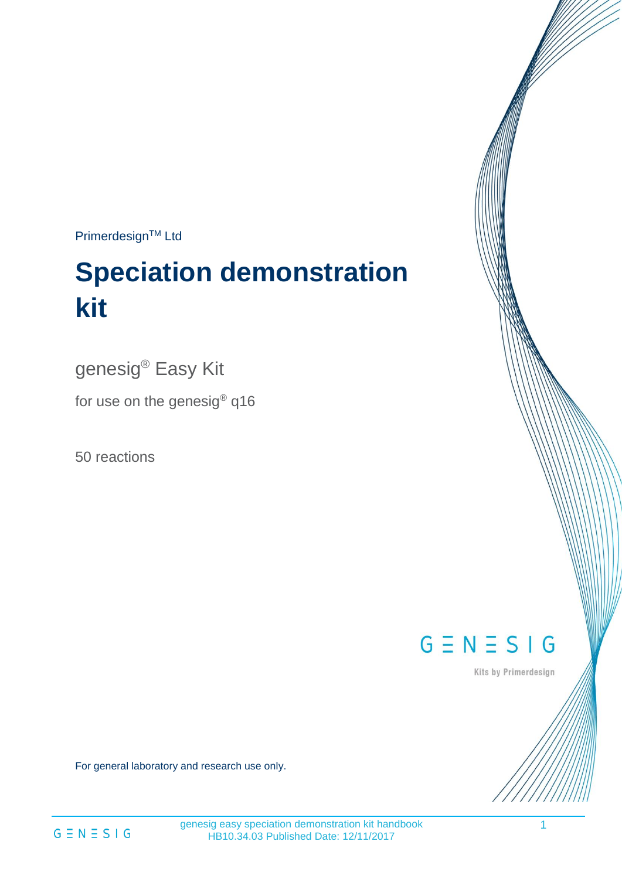Primerdesign$^{TM}$ Ltd

# Speciation demonstration kit

genesig® Easy Kit

for use on the genesig® q16

50 reactions

GENESIG

Kits by Primerdesign

For general laboratory and research use only.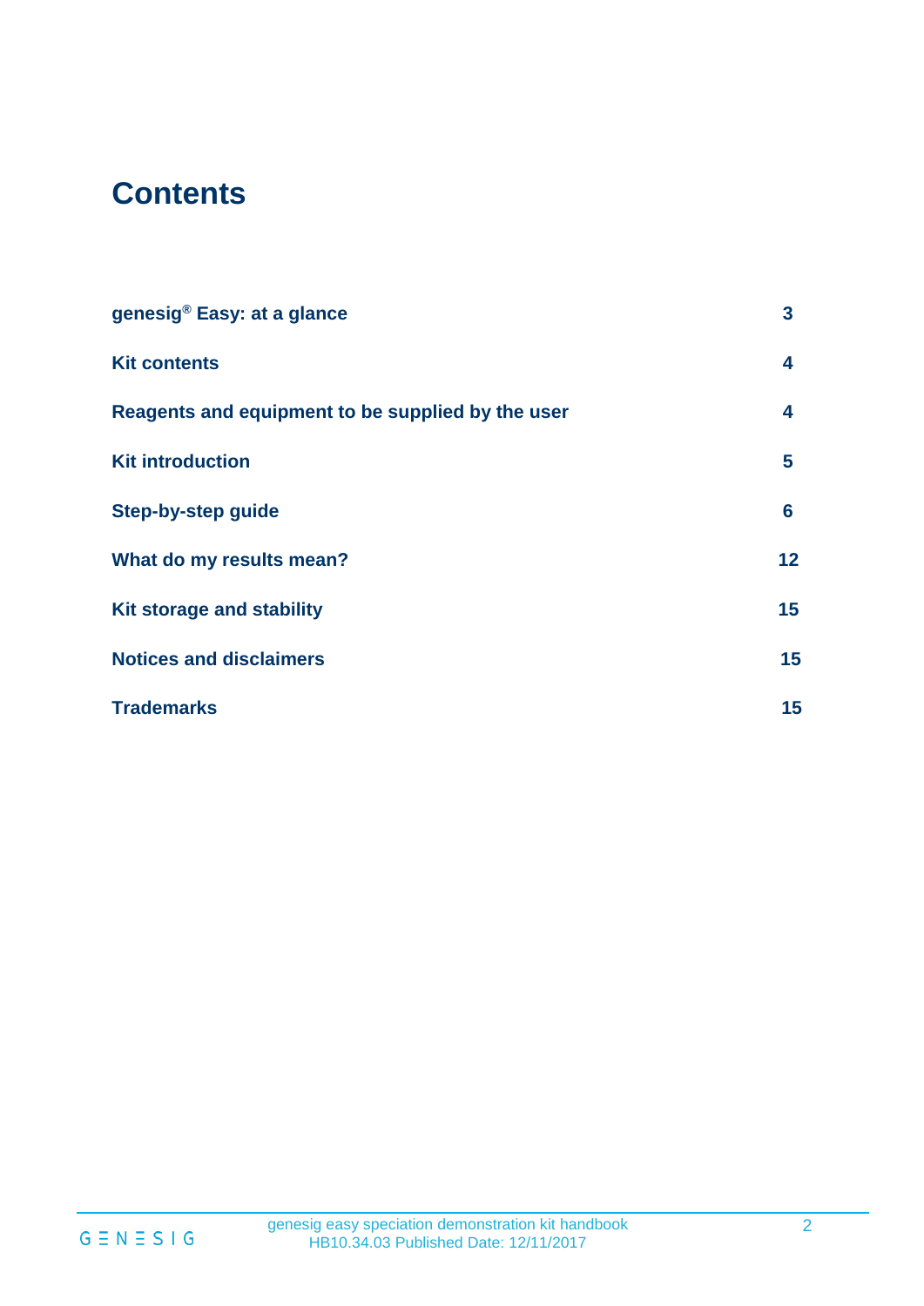# Contents

| | |
|---|---|
| **genesig® Easy: at a glance** | **3** |
| **Kit contents** | **4** |
| **Reagents and equipment to be supplied by the user** | **4** |
| **Kit introduction** | **5** |
| **Step-by-step guide** | **6** |
| **What do my results mean?** | **12** |
| **Kit storage and stability** | **15** |
| **Notices and disclaimers** | **15** |
| **Trademarks** | **15** |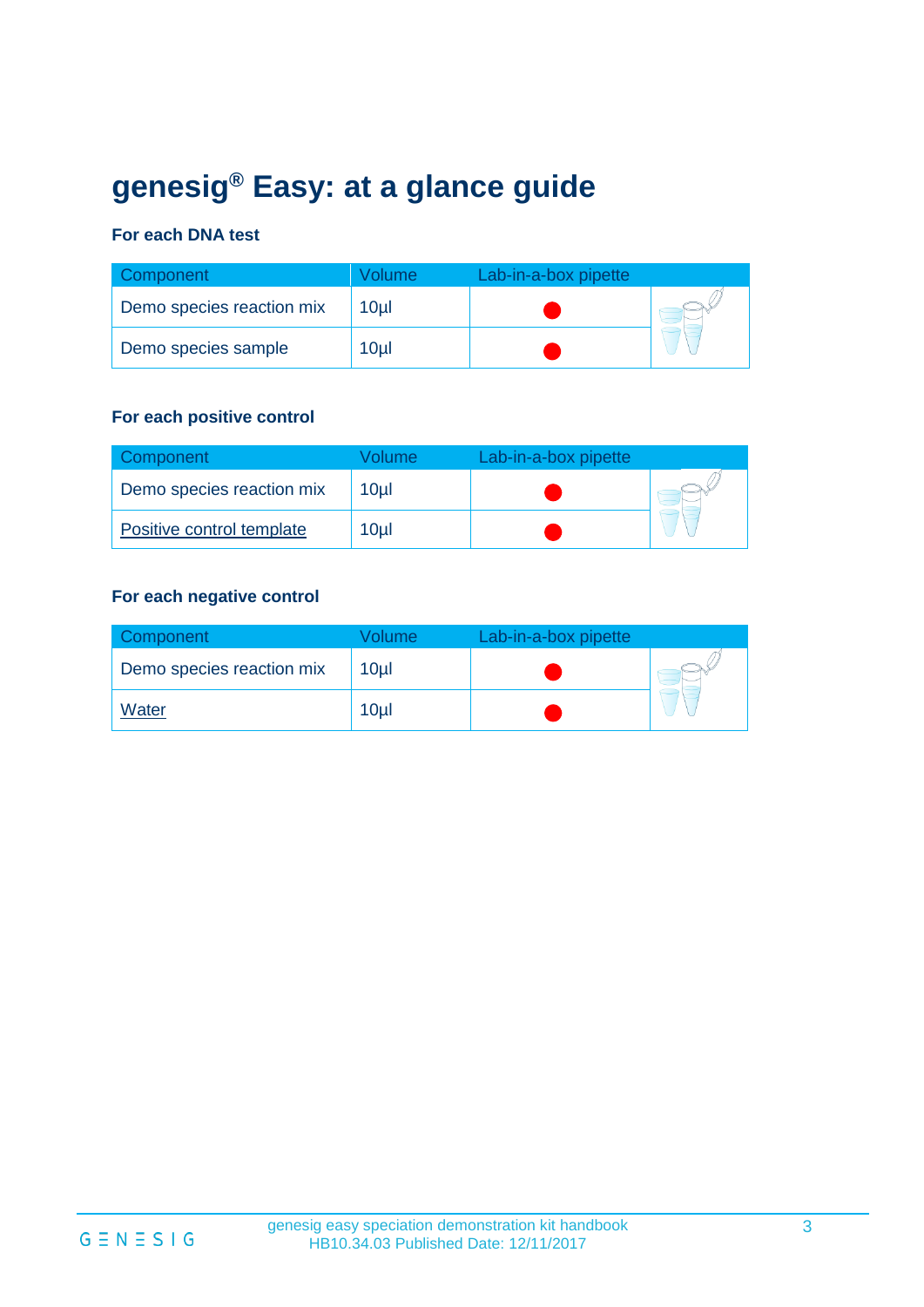# genesig® Easy: at a glance guide

**For each DNA test**

| Component | Volume | Lab-in-a-box pipette | |
|---|---|---|---|
| Demo species reaction mix | 10µl | ● | |
| Demo species sample | 10µl | ● | |

**For each positive control**

| Component | Volume | Lab-in-a-box pipette | |
|---|---|---|---|
| Demo species reaction mix | 10µl | ● | |
| Positive control template | 10µl | ● | |

**For each negative control**

| Component | Volume | Lab-in-a-box pipette | |
|---|---|---|---|
| Demo species reaction mix | 10µl | ● | |
| Water | 10µl | ● | |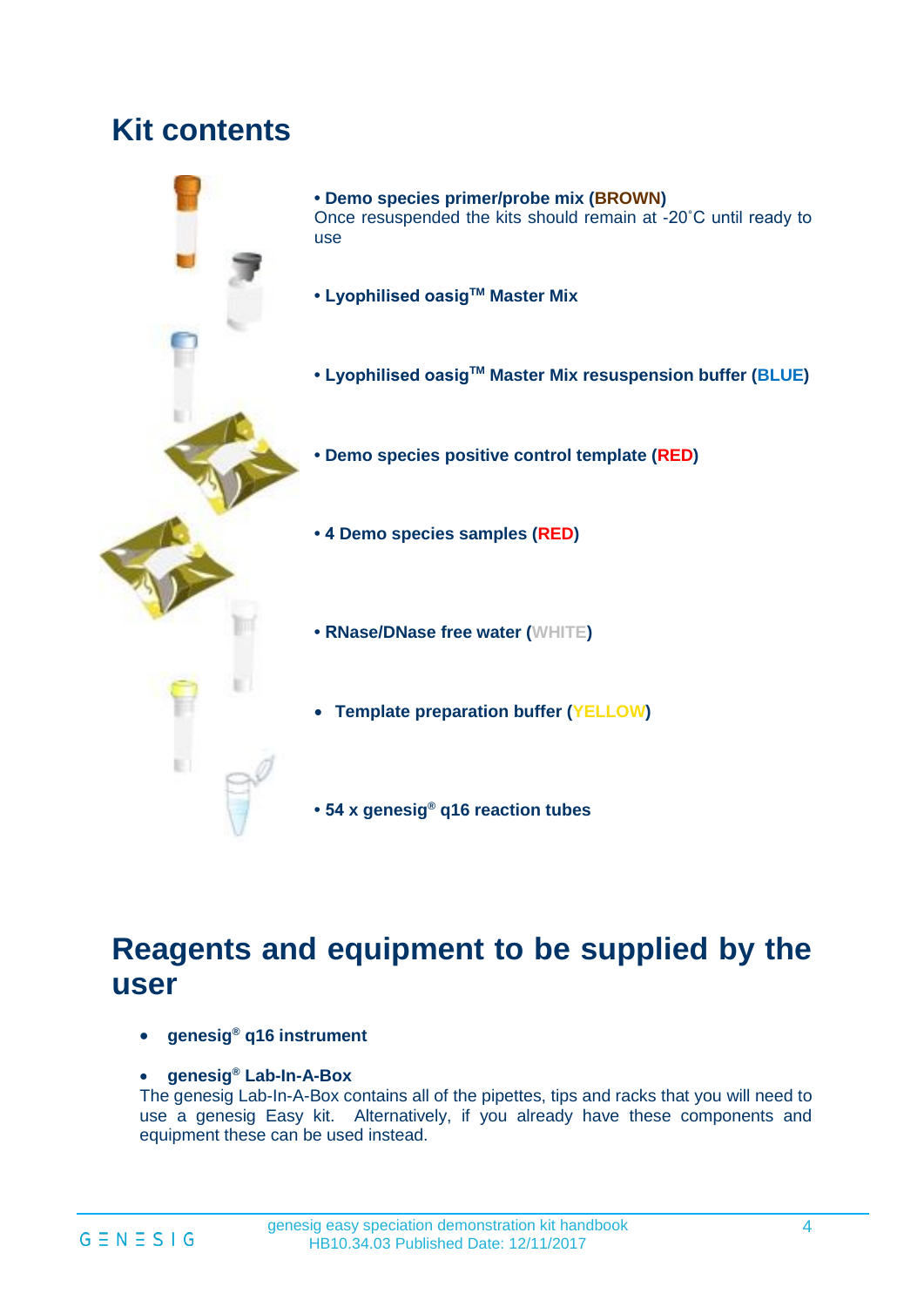# Kit contents

- **Demo species primer/probe mix (BROWN)**
  Once resuspended the kits should remain at -20˚C until ready to use

- **Lyophilised oasig™ Master Mix**

- **Lyophilised oasig™ Master Mix resuspension buffer (BLUE)**

- **Demo species positive control template (RED)**

- **4 Demo species samples (RED)**

- **RNase/DNase free water (WHITE)**

- **Template preparation buffer (YELLOW)**

- **54 x genesig® q16 reaction tubes**

# Reagents and equipment to be supplied by the user

- **genesig® q16 instrument**

- **genesig® Lab-In-A-Box**
  The genesig Lab-In-A-Box contains all of the pipettes, tips and racks that you will need to use a genesig Easy kit. Alternatively, if you already have these components and equipment these can be used instead.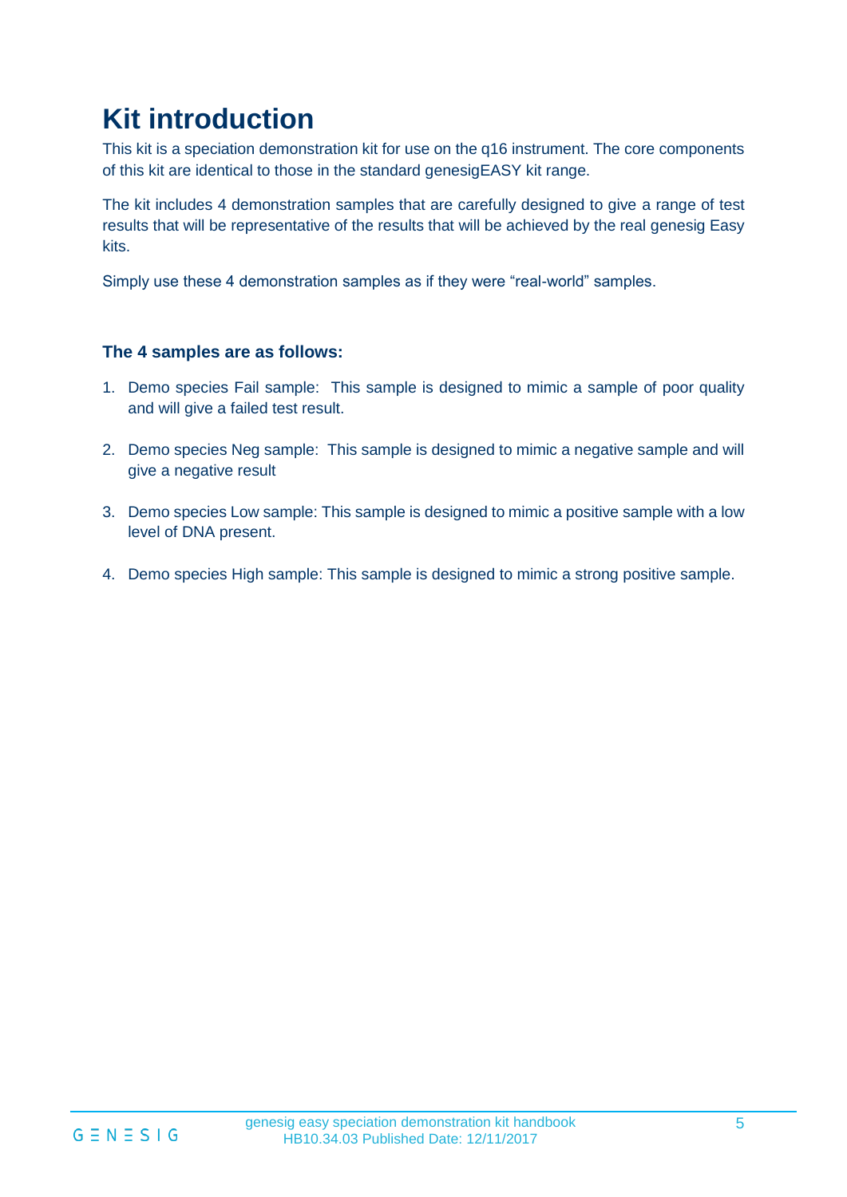# Kit introduction

This kit is a speciation demonstration kit for use on the q16 instrument. The core components of this kit are identical to those in the standard genesigEASY kit range.

The kit includes 4 demonstration samples that are carefully designed to give a range of test results that will be representative of the results that will be achieved by the real genesig Easy kits.

Simply use these 4 demonstration samples as if they were "real-world" samples.

### The 4 samples are as follows:

1. Demo species Fail sample: This sample is designed to mimic a sample of poor quality and will give a failed test result.
2. Demo species Neg sample: This sample is designed to mimic a negative sample and will give a negative result
3. Demo species Low sample: This sample is designed to mimic a positive sample with a low level of DNA present.
4. Demo species High sample: This sample is designed to mimic a strong positive sample.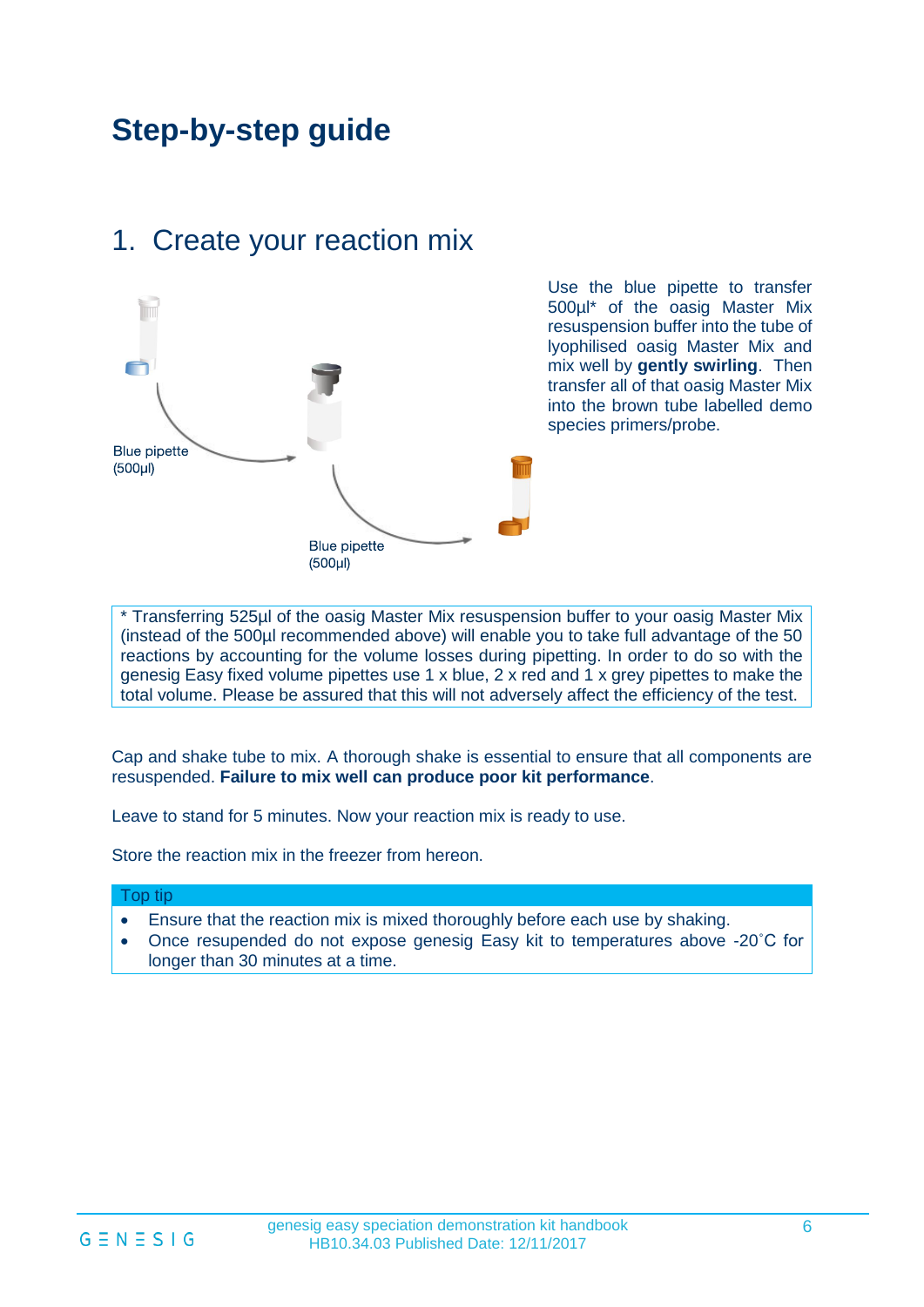# Step-by-step guide

## 1. Create your reaction mix

Blue pipette (500µl)

Blue pipette (500µl)

Use the blue pipette to transfer 500µl* of the oasig Master Mix resuspension buffer into the tube of lyophilised oasig Master Mix and mix well by **gently swirling**. Then transfer all of that oasig Master Mix into the brown tube labelled demo species primers/probe.

* Transferring 525µl of the oasig Master Mix resuspension buffer to your oasig Master Mix (instead of the 500µl recommended above) will enable you to take full advantage of the 50 reactions by accounting for the volume losses during pipetting. In order to do so with the genesig Easy fixed volume pipettes use 1 x blue, 2 x red and 1 x grey pipettes to make the total volume. Please be assured that this will not adversely affect the efficiency of the test.

Cap and shake tube to mix. A thorough shake is essential to ensure that all components are resuspended. **Failure to mix well can produce poor kit performance**.

Leave to stand for 5 minutes. Now your reaction mix is ready to use.

Store the reaction mix in the freezer from hereon.

**Top tip**

- Ensure that the reaction mix is mixed thoroughly before each use by shaking.
- Once resupended do not expose genesig Easy kit to temperatures above -20˚C for longer than 30 minutes at a time.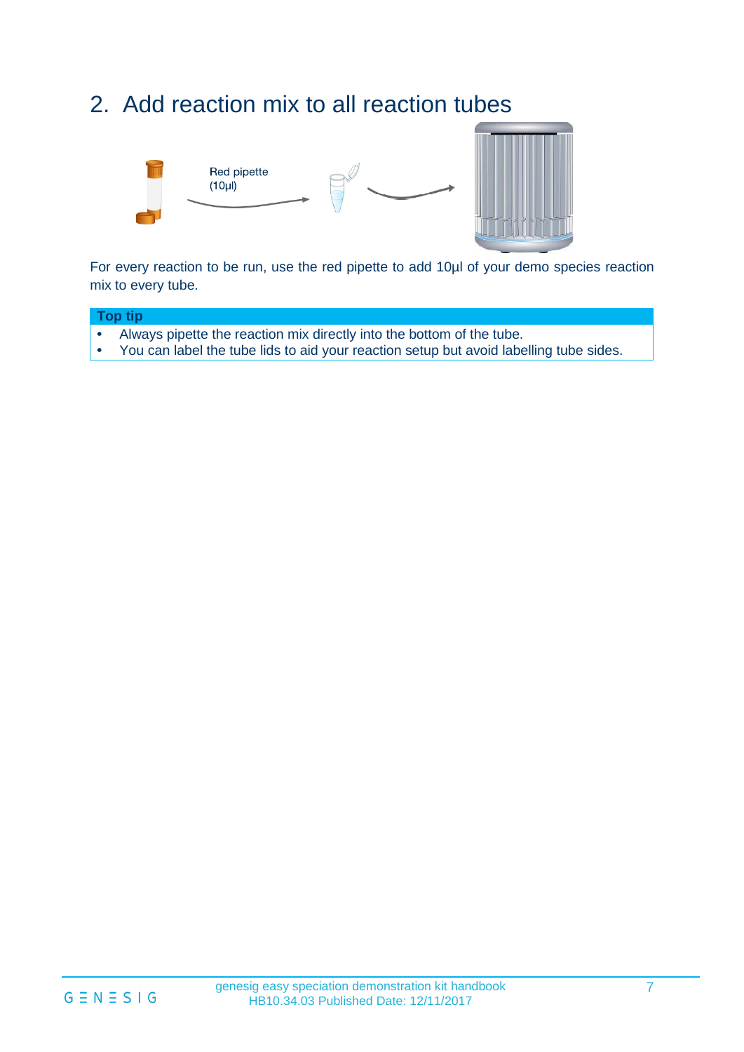## 2. Add reaction mix to all reaction tubes

Red pipette (10µl)

For every reaction to be run, use the red pipette to add 10µl of your demo species reaction mix to every tube.

**Top tip**

- Always pipette the reaction mix directly into the bottom of the tube.
- You can label the tube lids to aid your reaction setup but avoid labelling tube sides.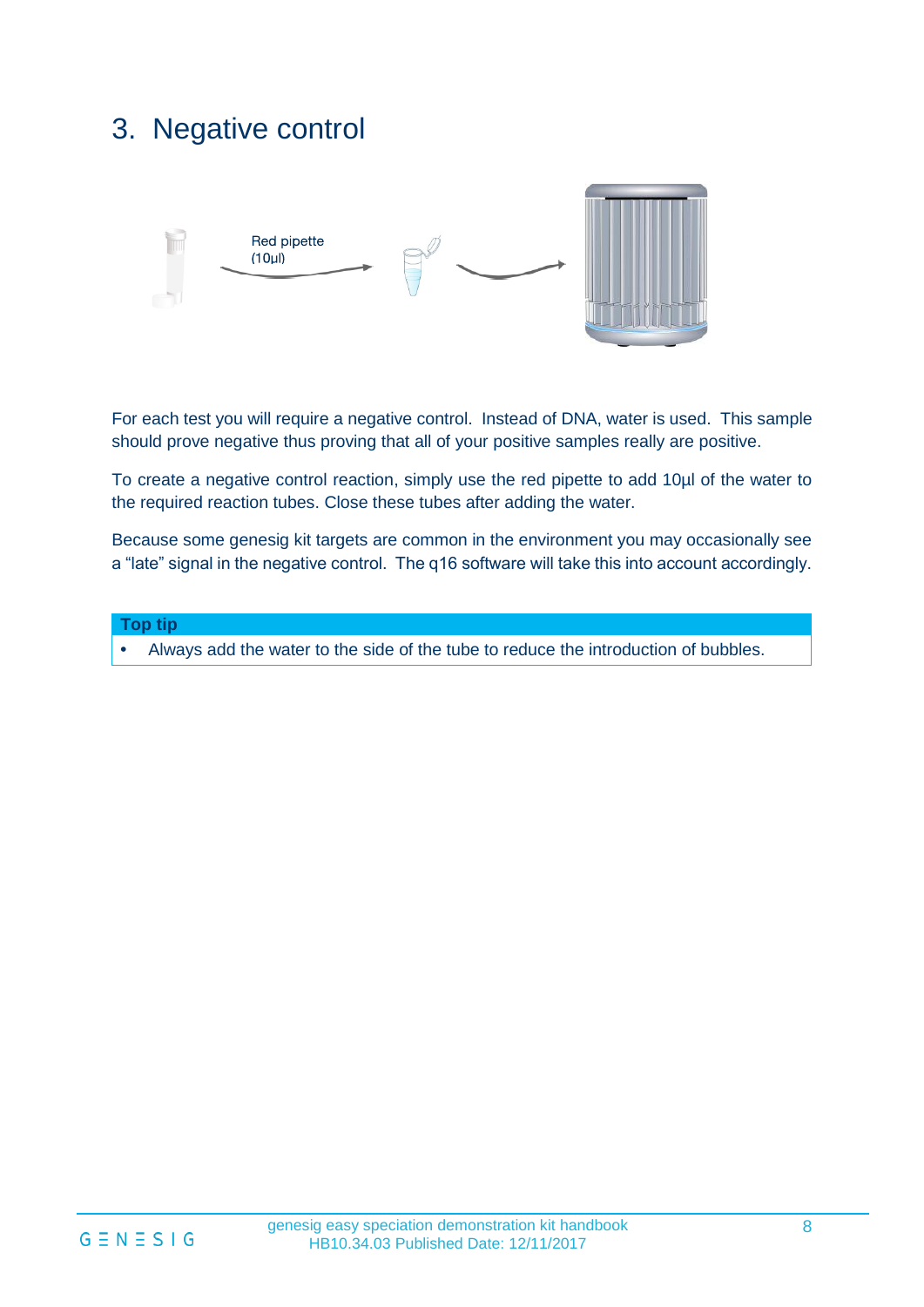# 3. Negative control

Red pipette (10µl)

For each test you will require a negative control. Instead of DNA, water is used. This sample should prove negative thus proving that all of your positive samples really are positive.

To create a negative control reaction, simply use the red pipette to add 10µl of the water to the required reaction tubes. Close these tubes after adding the water.

Because some genesig kit targets are common in the environment you may occasionally see a "late" signal in the negative control. The q16 software will take this into account accordingly.

| **Top tip** |
| --- |
| • Always add the water to the side of the tube to reduce the introduction of bubbles. |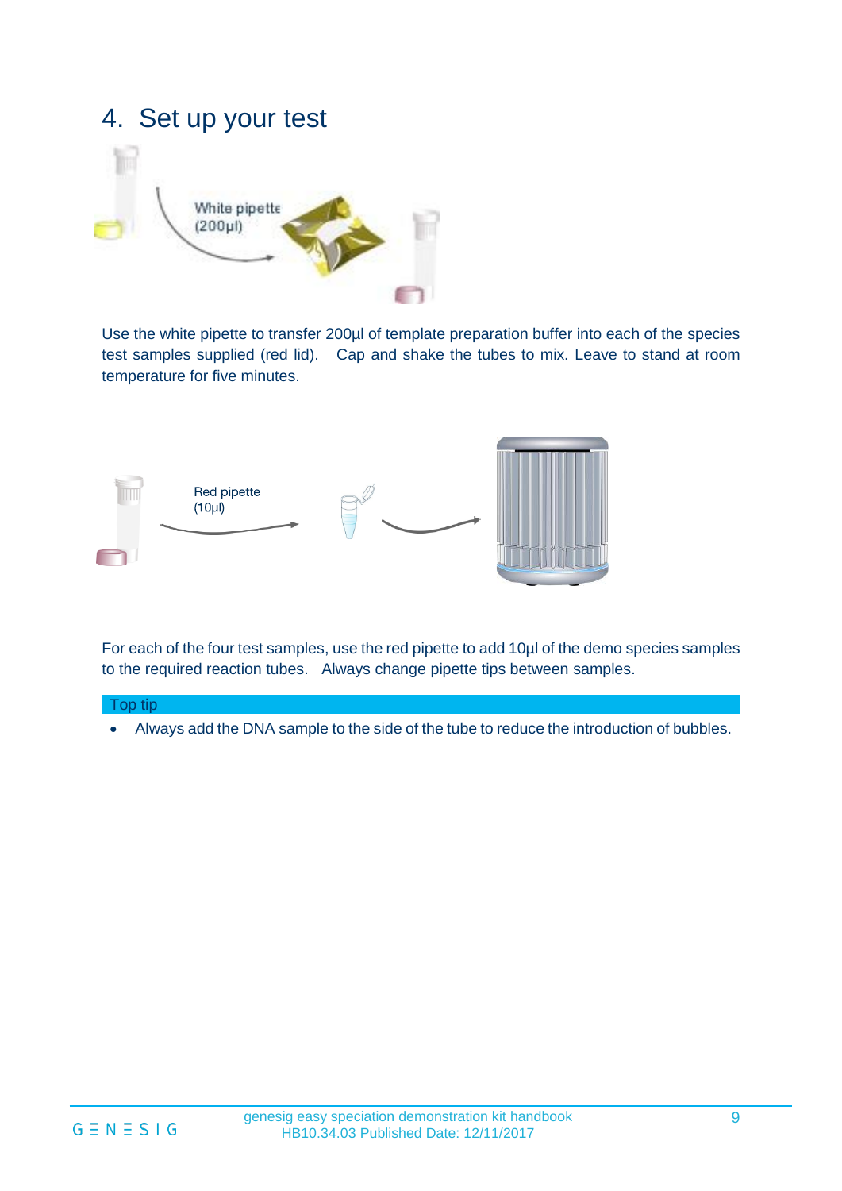# 4. Set up your test

White pipette (200µl)

Use the white pipette to transfer 200µl of template preparation buffer into each of the species test samples supplied (red lid). Cap and shake the tubes to mix. Leave to stand at room temperature for five minutes.

Red pipette (10µl)

For each of the four test samples, use the red pipette to add 10µl of the demo species samples to the required reaction tubes. Always change pipette tips between samples.

| Top tip |
| --- |
| • Always add the DNA sample to the side of the tube to reduce the introduction of bubbles. |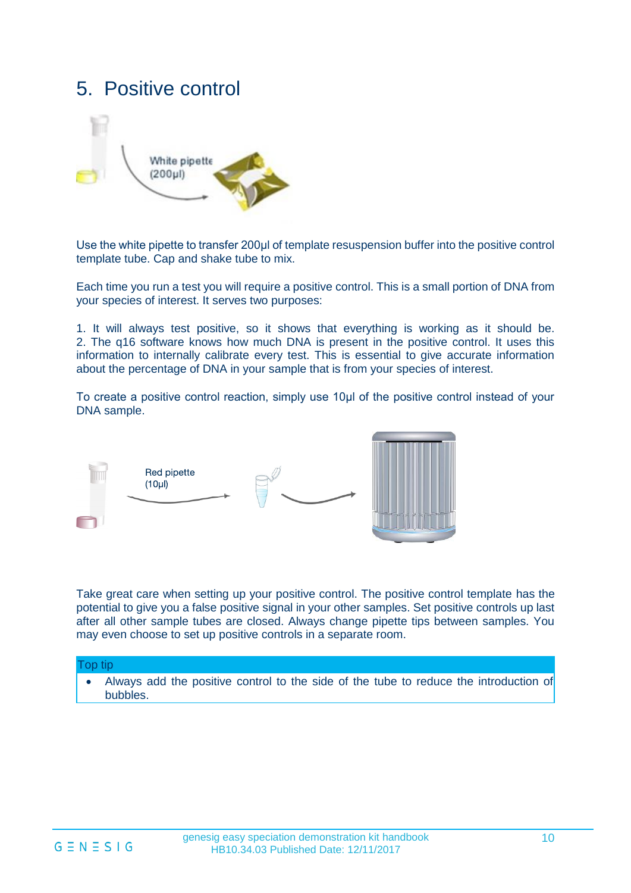# 5. Positive control

White pipette
(200µl)

Use the white pipette to transfer 200µl of template resuspension buffer into the positive control template tube. Cap and shake tube to mix.

Each time you run a test you will require a positive control. This is a small portion of DNA from your species of interest. It serves two purposes:

1. It will always test positive, so it shows that everything is working as it should be.
2. The q16 software knows how much DNA is present in the positive control. It uses this information to internally calibrate every test. This is essential to give accurate information about the percentage of DNA in your sample that is from your species of interest.

To create a positive control reaction, simply use 10µl of the positive control instead of your DNA sample.

Red pipette
(10µl)

Take great care when setting up your positive control. The positive control template has the potential to give you a false positive signal in your other samples. Set positive controls up last after all other sample tubes are closed. Always change pipette tips between samples. You may even choose to set up positive controls in a separate room.

| Top tip |
| --- |
| • Always add the positive control to the side of the tube to reduce the introduction of bubbles. |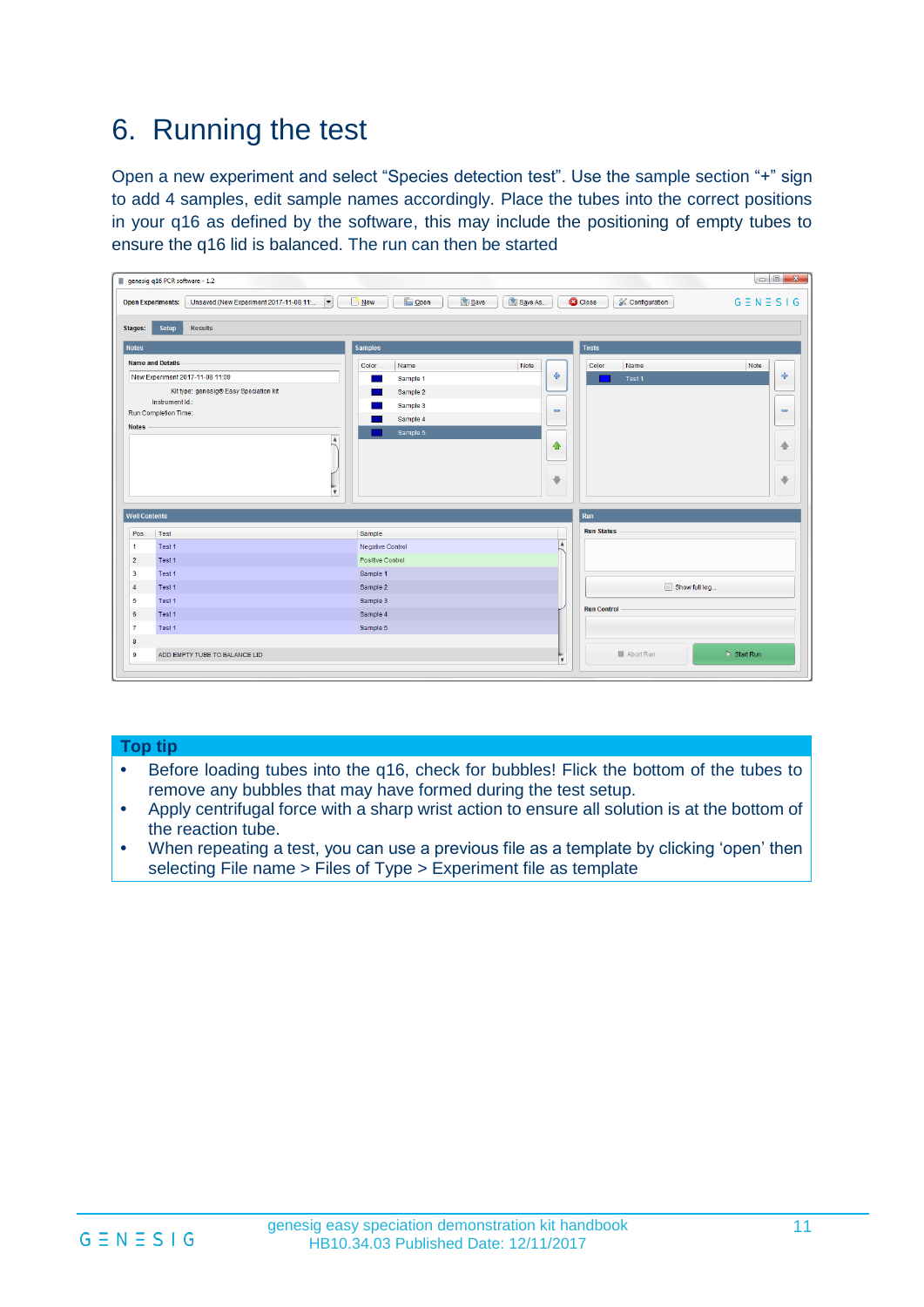# 6. Running the test

Open a new experiment and select “Species detection test”. Use the sample section “+” sign to add 4 samples, edit sample names accordingly. Place the tubes into the correct positions in your q16 as defined by the software, this may include the positioning of empty tubes to ensure the q16 lid is balanced. The run can then be started

## Top tip

- Before loading tubes into the q16, check for bubbles! Flick the bottom of the tubes to remove any bubbles that may have formed during the test setup.
- Apply centrifugal force with a sharp wrist action to ensure all solution is at the bottom of the reaction tube.
- When repeating a test, you can use a previous file as a template by clicking ‘open’ then selecting File name > Files of Type > Experiment file as template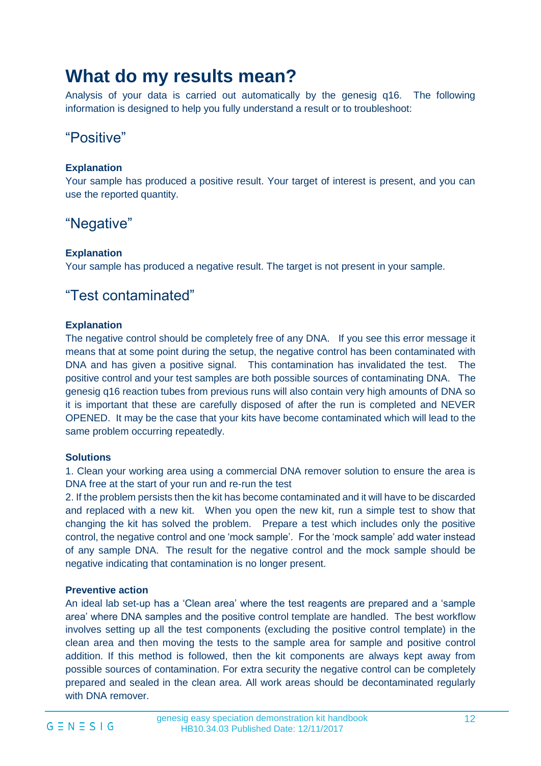# What do my results mean?

Analysis of your data is carried out automatically by the genesig q16. The following information is designed to help you fully understand a result or to troubleshoot:

## "Positive"

**Explanation**

Your sample has produced a positive result. Your target of interest is present, and you can use the reported quantity.

## "Negative"

**Explanation**

Your sample has produced a negative result. The target is not present in your sample.

## "Test contaminated"

**Explanation**

The negative control should be completely free of any DNA. If you see this error message it means that at some point during the setup, the negative control has been contaminated with DNA and has given a positive signal. This contamination has invalidated the test. The positive control and your test samples are both possible sources of contaminating DNA. The genesig q16 reaction tubes from previous runs will also contain very high amounts of DNA so it is important that these are carefully disposed of after the run is completed and NEVER OPENED. It may be the case that your kits have become contaminated which will lead to the same problem occurring repeatedly.

**Solutions**

1. Clean your working area using a commercial DNA remover solution to ensure the area is DNA free at the start of your run and re-run the test
2. If the problem persists then the kit has become contaminated and it will have to be discarded and replaced with a new kit. When you open the new kit, run a simple test to show that changing the kit has solved the problem. Prepare a test which includes only the positive control, the negative control and one 'mock sample'. For the 'mock sample' add water instead of any sample DNA. The result for the negative control and the mock sample should be negative indicating that contamination is no longer present.

**Preventive action**

An ideal lab set-up has a 'Clean area' where the test reagents are prepared and a 'sample area' where DNA samples and the positive control template are handled. The best workflow involves setting up all the test components (excluding the positive control template) in the clean area and then moving the tests to the sample area for sample and positive control addition. If this method is followed, then the kit components are always kept away from possible sources of contamination. For extra security the negative control can be completely prepared and sealed in the clean area. All work areas should be decontaminated regularly with DNA remover.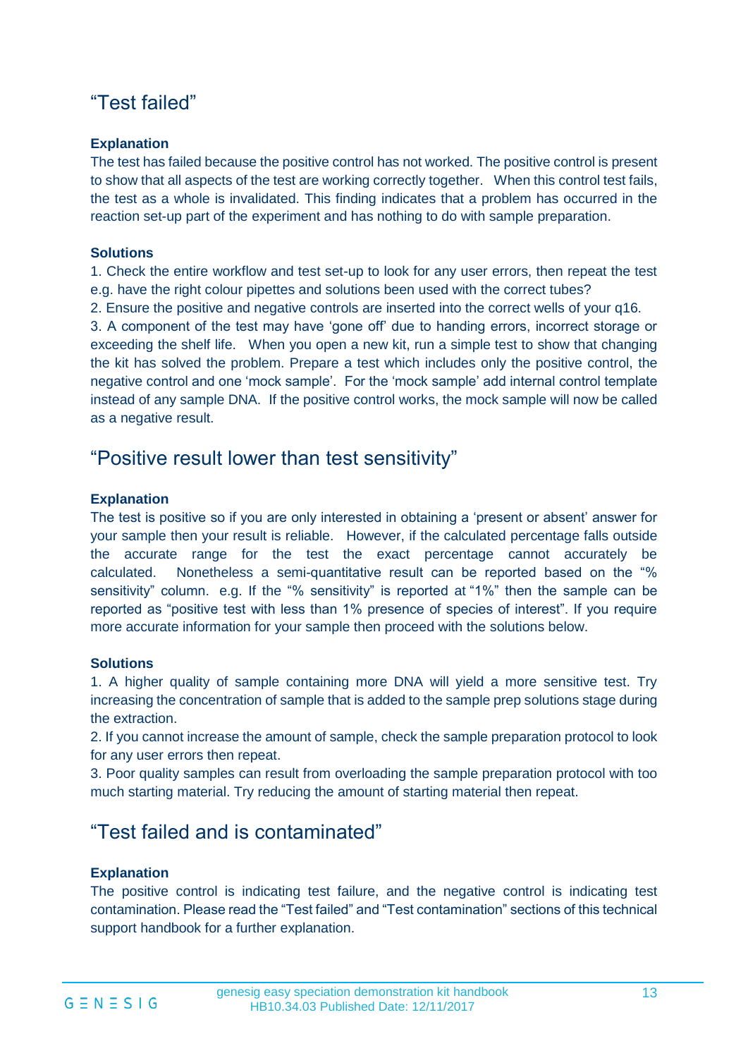## “Test failed”

### Explanation

The test has failed because the positive control has not worked. The positive control is present to show that all aspects of the test are working correctly together. When this control test fails, the test as a whole is invalidated. This finding indicates that a problem has occurred in the reaction set-up part of the experiment and has nothing to do with sample preparation.

### Solutions

1. Check the entire workflow and test set-up to look for any user errors, then repeat the test e.g. have the right colour pipettes and solutions been used with the correct tubes?
2. Ensure the positive and negative controls are inserted into the correct wells of your q16.
3. A component of the test may have ‘gone off’ due to handing errors, incorrect storage or exceeding the shelf life. When you open a new kit, run a simple test to show that changing the kit has solved the problem. Prepare a test which includes only the positive control, the negative control and one ‘mock sample’. For the ‘mock sample’ add internal control template instead of any sample DNA. If the positive control works, the mock sample will now be called as a negative result.

## “Positive result lower than test sensitivity”

### Explanation

The test is positive so if you are only interested in obtaining a ‘present or absent’ answer for your sample then your result is reliable. However, if the calculated percentage falls outside the accurate range for the test the exact percentage cannot accurately be calculated. Nonetheless a semi-quantitative result can be reported based on the “% sensitivity” column. e.g. If the “% sensitivity” is reported at “1%” then the sample can be reported as “positive test with less than 1% presence of species of interest”. If you require more accurate information for your sample then proceed with the solutions below.

### Solutions

1. A higher quality of sample containing more DNA will yield a more sensitive test. Try increasing the concentration of sample that is added to the sample prep solutions stage during the extraction.
2. If you cannot increase the amount of sample, check the sample preparation protocol to look for any user errors then repeat.
3. Poor quality samples can result from overloading the sample preparation protocol with too much starting material. Try reducing the amount of starting material then repeat.

## “Test failed and is contaminated”

### Explanation

The positive control is indicating test failure, and the negative control is indicating test contamination. Please read the “Test failed” and “Test contamination” sections of this technical support handbook for a further explanation.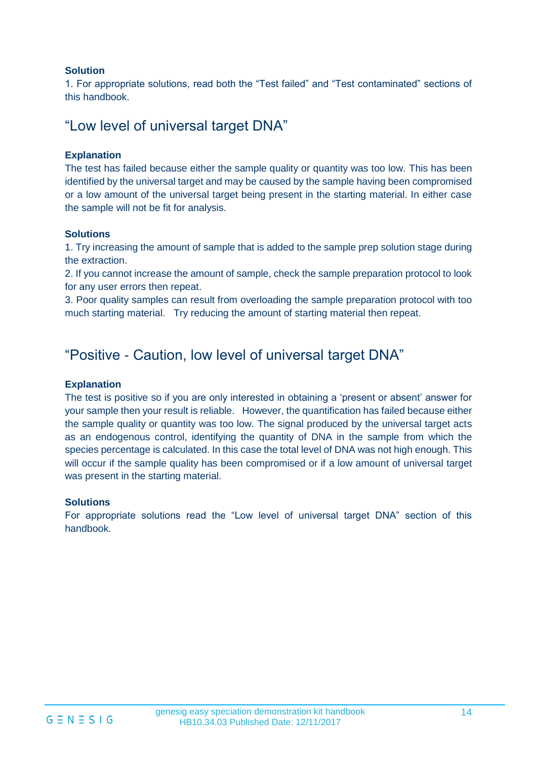**Solution**

1. For appropriate solutions, read both the “Test failed” and “Test contaminated” sections of this handbook.

## “Low level of universal target DNA”

**Explanation**

The test has failed because either the sample quality or quantity was too low. This has been identified by the universal target and may be caused by the sample having been compromised or a low amount of the universal target being present in the starting material. In either case the sample will not be fit for analysis.

**Solutions**

1. Try increasing the amount of sample that is added to the sample prep solution stage during the extraction.
2. If you cannot increase the amount of sample, check the sample preparation protocol to look for any user errors then repeat.
3. Poor quality samples can result from overloading the sample preparation protocol with too much starting material. Try reducing the amount of starting material then repeat.

## “Positive - Caution, low level of universal target DNA”

**Explanation**

The test is positive so if you are only interested in obtaining a ‘present or absent’ answer for your sample then your result is reliable. However, the quantification has failed because either the sample quality or quantity was too low. The signal produced by the universal target acts as an endogenous control, identifying the quantity of DNA in the sample from which the species percentage is calculated. In this case the total level of DNA was not high enough. This will occur if the sample quality has been compromised or if a low amount of universal target was present in the starting material.

**Solutions**

For appropriate solutions read the “Low level of universal target DNA” section of this handbook.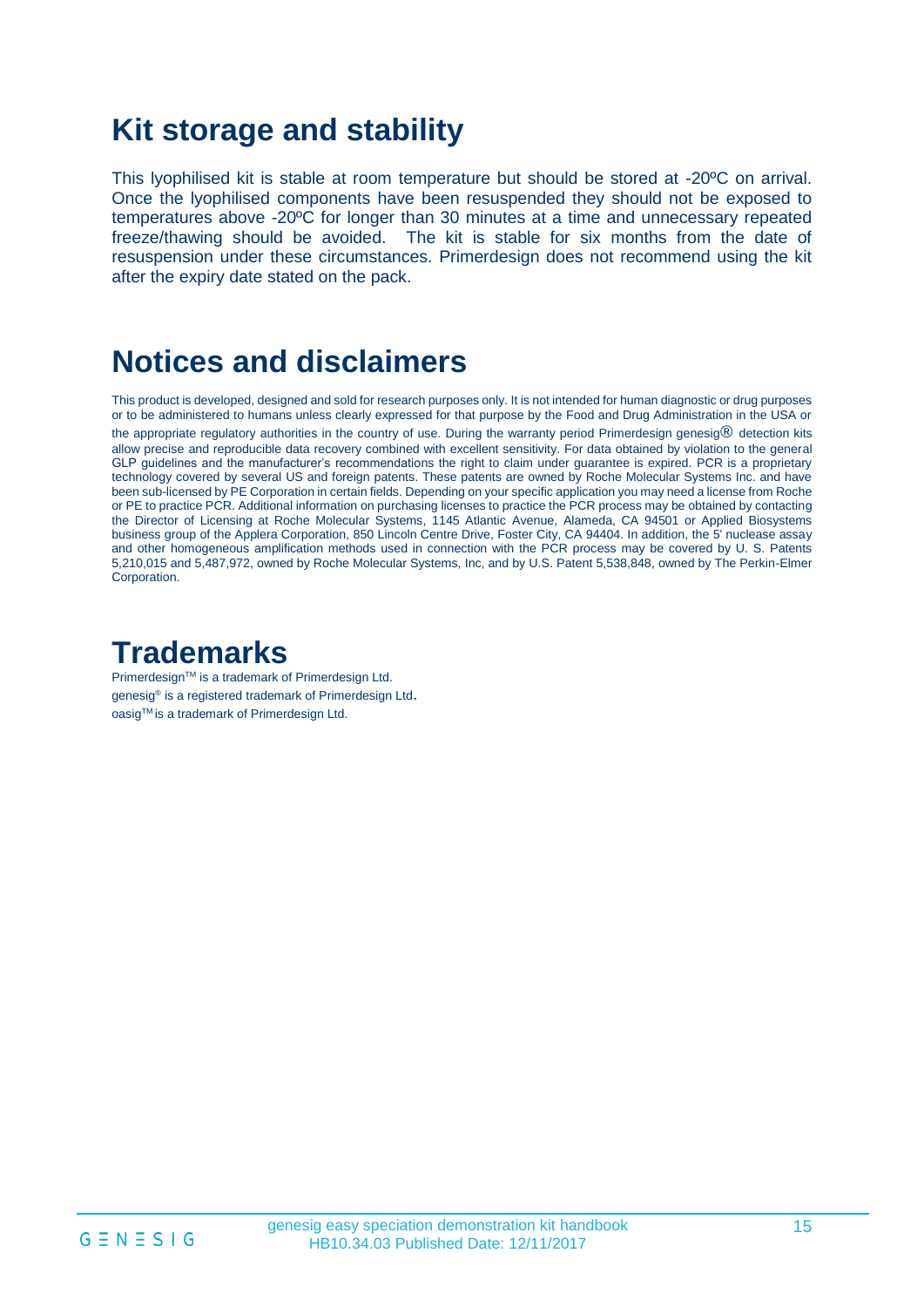## Kit storage and stability

This lyophilised kit is stable at room temperature but should be stored at -20ºC on arrival. Once the lyophilised components have been resuspended they should not be exposed to temperatures above -20ºC for longer than 30 minutes at a time and unnecessary repeated freeze/thawing should be avoided. The kit is stable for six months from the date of resuspension under these circumstances. Primerdesign does not recommend using the kit after the expiry date stated on the pack.

## Notices and disclaimers

This product is developed, designed and sold for research purposes only. It is not intended for human diagnostic or drug purposes or to be administered to humans unless clearly expressed for that purpose by the Food and Drug Administration in the USA or the appropriate regulatory authorities in the country of use. During the warranty period Primerdesign genesig® detection kits allow precise and reproducible data recovery combined with excellent sensitivity. For data obtained by violation to the general GLP guidelines and the manufacturer's recommendations the right to claim under guarantee is expired. PCR is a proprietary technology covered by several US and foreign patents. These patents are owned by Roche Molecular Systems Inc. and have been sub-licensed by PE Corporation in certain fields. Depending on your specific application you may need a license from Roche or PE to practice PCR. Additional information on purchasing licenses to practice the PCR process may be obtained by contacting the Director of Licensing at Roche Molecular Systems, 1145 Atlantic Avenue, Alameda, CA 94501 or Applied Biosystems business group of the Applera Corporation, 850 Lincoln Centre Drive, Foster City, CA 94404. In addition, the 5' nuclease assay and other homogeneous amplification methods used in connection with the PCR process may be covered by U. S. Patents 5,210,015 and 5,487,972, owned by Roche Molecular Systems, Inc, and by U.S. Patent 5,538,848, owned by The Perkin-Elmer Corporation.

## Trademarks

Primerdesign™ is a trademark of Primerdesign Ltd.

genesig® is a registered trademark of Primerdesign Ltd.

oasig™ is a trademark of Primerdesign Ltd.